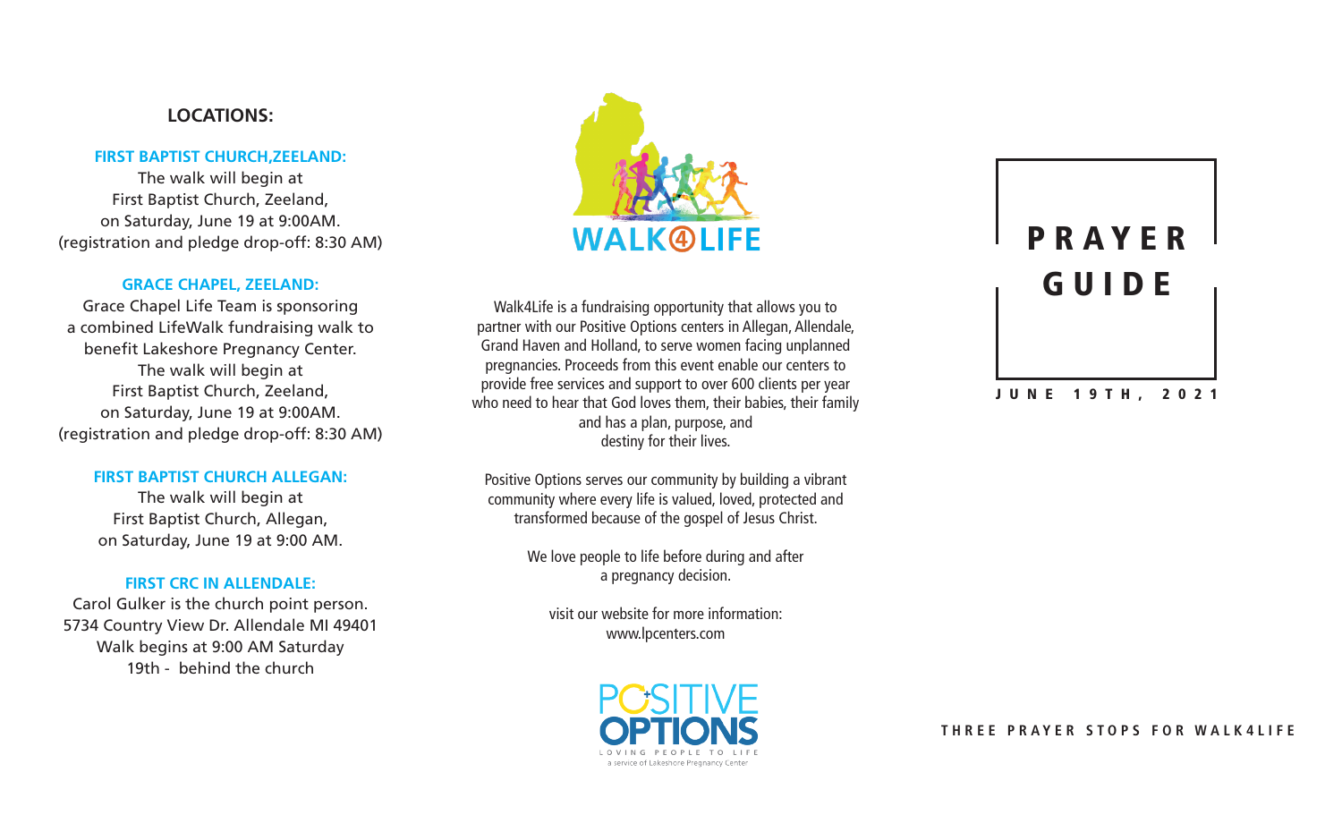## LOCATIONS:

### FIRST BAPTIST CHURCH,ZEELAND:

The walk will begin at
First Baptist Church, Zeeland,
on Saturday, June 19 at 9:00AM.
(registration and pledge drop-off: 8:30 AM)

### GRACE CHAPEL, ZEELAND:

Grace Chapel Life Team is sponsoring
a combined LifeWalk fundraising walk to
benefit Lakeshore Pregnancy Center.
The walk will begin at
First Baptist Church, Zeeland,
on Saturday, June 19 at 9:00AM.
(registration and pledge drop-off: 8:30 AM)

### FIRST BAPTIST CHURCH ALLEGAN:

The walk will begin at
First Baptist Church, Allegan,
on Saturday, June 19 at 9:00 AM.

### FIRST CRC IN ALLENDALE:

Carol Gulker is the church point person.
5734 Country View Dr. Allendale MI 49401
Walk begins at 9:00 AM Saturday
19th - behind the church

WALK4LIFE

Walk4Life is a fundraising opportunity that allows you to partner with our Positive Options centers in Allegan, Allendale, Grand Haven and Holland, to serve women facing unplanned pregnancies. Proceeds from this event enable our centers to provide free services and support to over 600 clients per year who need to hear that God loves them, their babies, their family and has a plan, purpose, and destiny for their lives.

Positive Options serves our community by building a vibrant community where every life is valued, loved, protected and transformed because of the gospel of Jesus Christ.

We love people to life before during and after a pregnancy decision.

visit our website for more information:
www.lpcenters.com

POSITIVE OPTIONS
LOVING PEOPLE TO LIFE
a service of Lakeshore Pregnancy Center

# PRAYER GUIDE

JUNE 19TH, 2021

THREE PRAYER STOPS FOR WALK4LIFE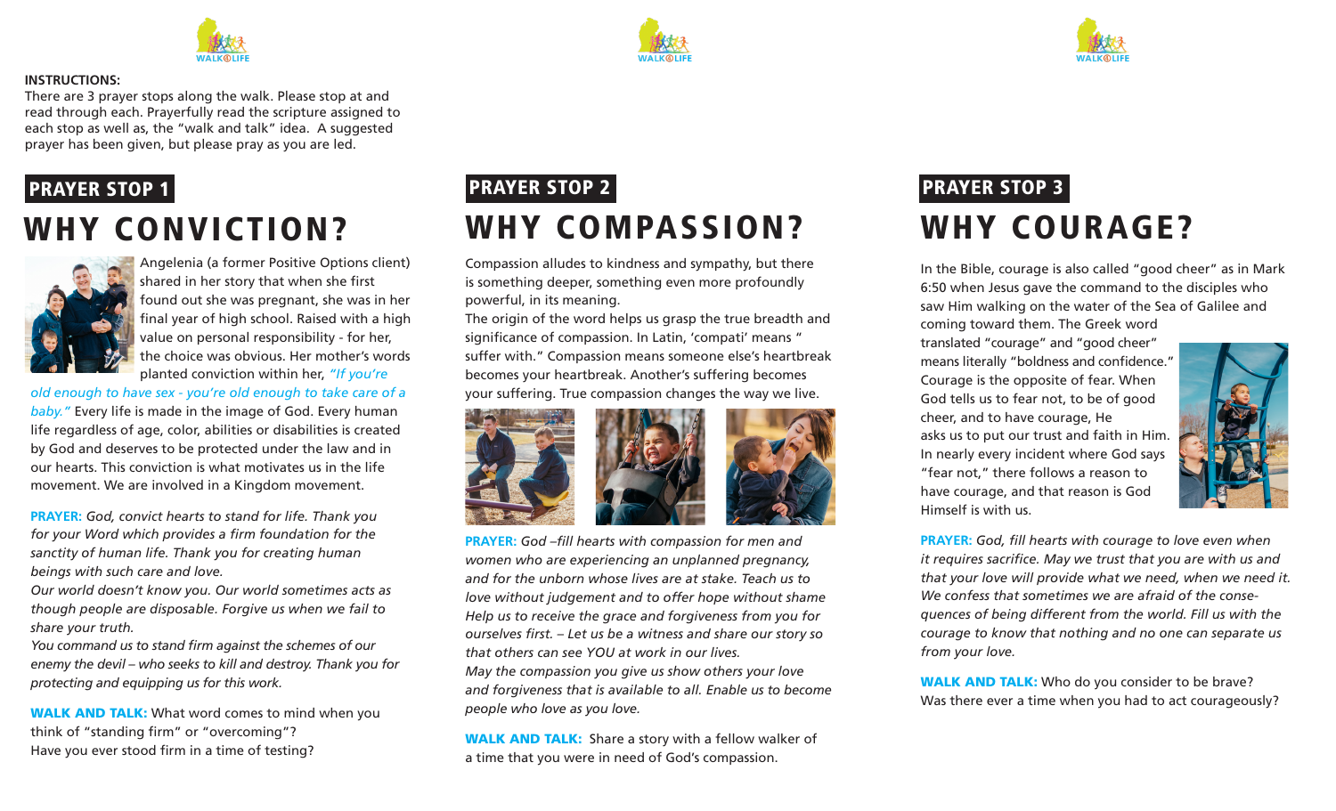**INSTRUCTIONS:**
There are 3 prayer stops along the walk. Please stop at and read through each. Prayerfully read the scripture assigned to each stop as well as, the "walk and talk" idea. A suggested prayer has been given, but please pray as you are led.

## PRAYER STOP 1

# WHY CONVICTION?

Angelenia (a former Positive Options client) shared in her story that when she first found out she was pregnant, she was in her final year of high school. Raised with a high value on personal responsibility - for her, the choice was obvious. Her mother's words planted conviction within her, *"If you're old enough to have sex - you're old enough to take care of a baby."* Every life is made in the image of God. Every human life regardless of age, color, abilities or disabilities is created by God and deserves to be protected under the law and in our hearts. This conviction is what motivates us in the life movement. We are involved in a Kingdom movement.

**PRAYER:** *God, convict hearts to stand for life. Thank you for your Word which provides a firm foundation for the sanctity of human life. Thank you for creating human beings with such care and love.*
*Our world doesn't know you. Our world sometimes acts as though people are disposable. Forgive us when we fail to share your truth.*
*You command us to stand firm against the schemes of our enemy the devil – who seeks to kill and destroy. Thank you for protecting and equipping us for this work.*

**WALK AND TALK:** What word comes to mind when you think of "standing firm" or "overcoming"?
Have you ever stood firm in a time of testing?

## PRAYER STOP 2

# WHY COMPASSION?

Compassion alludes to kindness and sympathy, but there is something deeper, something even more profoundly powerful, in its meaning.
The origin of the word helps us grasp the true breadth and significance of compassion. In Latin, 'compati' means " suffer with." Compassion means someone else's heartbreak becomes your heartbreak. Another's suffering becomes your suffering. True compassion changes the way we live.

**PRAYER:** *God –fill hearts with compassion for men and women who are experiencing an unplanned pregnancy, and for the unborn whose lives are at stake. Teach us to love without judgement and to offer hope without shame Help us to receive the grace and forgiveness from you for ourselves first. – Let us be a witness and share our story so that others can see YOU at work in our lives.*
*May the compassion you give us show others your love and forgiveness that is available to all. Enable us to become people who love as you love.*

**WALK AND TALK:** Share a story with a fellow walker of a time that you were in need of God's compassion.

## PRAYER STOP 3

# WHY COURAGE?

In the Bible, courage is also called "good cheer" as in Mark 6:50 when Jesus gave the command to the disciples who saw Him walking on the water of the Sea of Galilee and coming toward them. The Greek word translated "courage" and "good cheer" means literally "boldness and confidence." Courage is the opposite of fear. When God tells us to fear not, to be of good cheer, and to have courage, He asks us to put our trust and faith in Him. In nearly every incident where God says "fear not," there follows a reason to have courage, and that reason is God Himself is with us.

**PRAYER:** *God, fill hearts with courage to love even when it requires sacrifice. May we trust that you are with us and that your love will provide what we need, when we need it. We confess that sometimes we are afraid of the consequences of being different from the world. Fill us with the courage to know that nothing and no one can separate us from your love.*

**WALK AND TALK:** Who do you consider to be brave?
Was there ever a time when you had to act courageously?